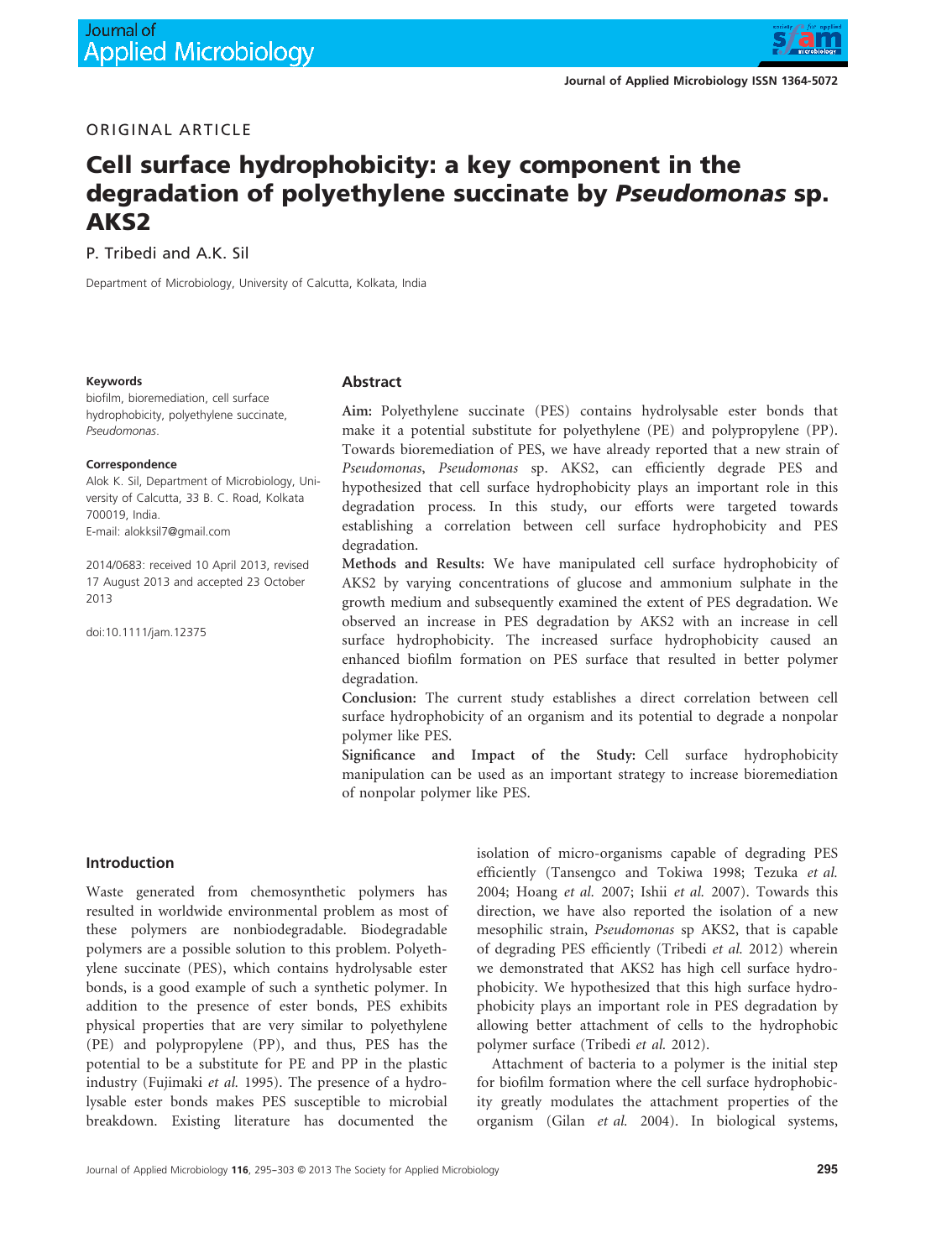ORIGINAL ARTICLE

# Cell surface hydrophobicity: a key component in the degradation of polyethylene succinate by *Pseudomonas* sp. AKS2

P. Tribedi and A.K. Sil

Department of Microbiology, University of Calcutta, Kolkata, India

**Keywords**

biofilm, bioremediation, cell surface hydrophobicity, polyethylene succinate, *Pseudomonas*.

**Correspondence**

Alok K. Sil, Department of Microbiology, University of Calcutta, 33 B. C. Road, Kolkata 700019, India.
E-mail: alokksil7@gmail.com

2014/0683: received 10 April 2013, revised 17 August 2013 and accepted 23 October 2013

doi:10.1111/jam.12375

## Abstract

**Aim:** Polyethylene succinate (PES) contains hydrolysable ester bonds that make it a potential substitute for polyethylene (PE) and polypropylene (PP). Towards bioremediation of PES, we have already reported that a new strain of *Pseudomonas*, *Pseudomonas* sp. AKS2, can efficiently degrade PES and hypothesized that cell surface hydrophobicity plays an important role in this degradation process. In this study, our efforts were targeted towards establishing a correlation between cell surface hydrophobicity and PES degradation.

**Methods and Results:** We have manipulated cell surface hydrophobicity of AKS2 by varying concentrations of glucose and ammonium sulphate in the growth medium and subsequently examined the extent of PES degradation. We observed an increase in PES degradation by AKS2 with an increase in cell surface hydrophobicity. The increased surface hydrophobicity caused an enhanced biofilm formation on PES surface that resulted in better polymer degradation.

**Conclusion:** The current study establishes a direct correlation between cell surface hydrophobicity of an organism and its potential to degrade a nonpolar polymer like PES.

**Significance and Impact of the Study:** Cell surface hydrophobicity manipulation can be used as an important strategy to increase bioremediation of nonpolar polymer like PES.

## Introduction

Waste generated from chemosynthetic polymers has resulted in worldwide environmental problem as most of these polymers are nonbiodegradable. Biodegradable polymers are a possible solution to this problem. Polyethylene succinate (PES), which contains hydrolysable ester bonds, is a good example of such a synthetic polymer. In addition to the presence of ester bonds, PES exhibits physical properties that are very similar to polyethylene (PE) and polypropylene (PP), and thus, PES has the potential to be a substitute for PE and PP in the plastic industry (Fujimaki *et al.* 1995). The presence of a hydrolysable ester bonds makes PES susceptible to microbial breakdown. Existing literature has documented the isolation of micro-organisms capable of degrading PES efficiently (Tansengco and Tokiwa 1998; Tezuka *et al.* 2004; Hoang *et al.* 2007; Ishii *et al.* 2007). Towards this direction, we have also reported the isolation of a new mesophilic strain, *Pseudomonas* sp AKS2, that is capable of degrading PES efficiently (Tribedi *et al.* 2012) wherein we demonstrated that AKS2 has high cell surface hydrophobicity. We hypothesized that this high surface hydrophobicity plays an important role in PES degradation by allowing better attachment of cells to the hydrophobic polymer surface (Tribedi *et al.* 2012).

Attachment of bacteria to a polymer is the initial step for biofilm formation where the cell surface hydrophobicity greatly modulates the attachment properties of the organism (Gilan *et al.* 2004). In biological systems,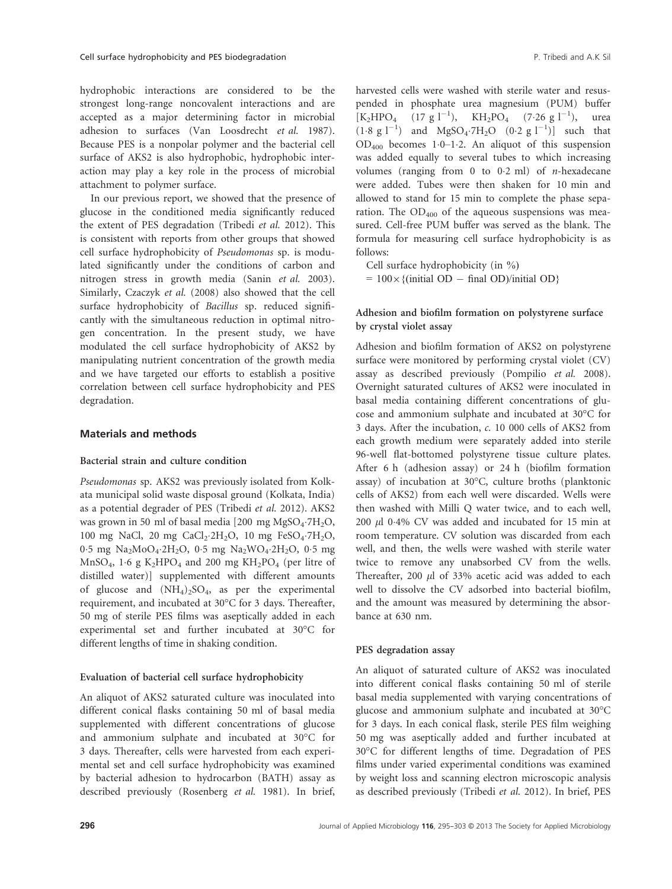hydrophobic interactions are considered to be the strongest long-range noncovalent interactions and are accepted as a major determining factor in microbial adhesion to surfaces (Van Loosdrecht *et al.* 1987). Because PES is a nonpolar polymer and the bacterial cell surface of AKS2 is also hydrophobic, hydrophobic interaction may play a key role in the process of microbial attachment to polymer surface.

In our previous report, we showed that the presence of glucose in the conditioned media significantly reduced the extent of PES degradation (Tribedi *et al.* 2012). This is consistent with reports from other groups that showed cell surface hydrophobicity of *Pseudomonas* sp. is modulated significantly under the conditions of carbon and nitrogen stress in growth media (Sanin *et al.* 2003). Similarly, Czaczyk *et al.* (2008) also showed that the cell surface hydrophobicity of *Bacillus* sp. reduced significantly with the simultaneous reduction in optimal nitrogen concentration. In the present study, we have modulated the cell surface hydrophobicity of AKS2 by manipulating nutrient concentration of the growth media and we have targeted our efforts to establish a positive correlation between cell surface hydrophobicity and PES degradation.

## Materials and methods

### Bacterial strain and culture condition

*Pseudomonas* sp. AKS2 was previously isolated from Kolkata municipal solid waste disposal ground (Kolkata, India) as a potential degrader of PES (Tribedi *et al.* 2012). AKS2 was grown in 50 ml of basal media [200 mg $MgSO_4{\cdot}7H_2O$, 100 mg NaCl, 20 mg $CaCl_2{\cdot}2H_2O$, 10 mg $FeSO_4{\cdot}7H_2O$, 0·5 mg $Na_2MoO_4{\cdot}2H_2O$, 0·5 mg $Na_2WO_4{\cdot}2H_2O$, 0·5 mg $MnSO_4$, 1·6 g $K_2HPO_4$ and 200 mg $KH_2PO_4$ (per litre of distilled water)] supplemented with different amounts of glucose and $(NH_4)_2SO_4$, as per the experimental requirement, and incubated at 30°C for 3 days. Thereafter, 50 mg of sterile PES films was aseptically added in each experimental set and further incubated at 30°C for different lengths of time in shaking condition.

### Evaluation of bacterial cell surface hydrophobicity

An aliquot of AKS2 saturated culture was inoculated into different conical flasks containing 50 ml of basal media supplemented with different concentrations of glucose and ammonium sulphate and incubated at 30°C for 3 days. Thereafter, cells were harvested from each experimental set and cell surface hydrophobicity was examined by bacterial adhesion to hydrocarbon (BATH) assay as described previously (Rosenberg *et al.* 1981). In brief, harvested cells were washed with sterile water and resuspended in phosphate urea magnesium (PUM) buffer [$K_2HPO_4$ (17 g $l^{-1}$), $KH_2PO_4$ (7·26 g $l^{-1}$), urea (1·8 g $l^{-1}$) and $MgSO_4{\cdot}7H_2O$ (0·2 g $l^{-1}$)] such that $OD_{400}$ becomes 1·0–1·2. An aliquot of this suspension was added equally to several tubes to which increasing volumes (ranging from 0 to 0·2 ml) of *n*-hexadecane were added. Tubes were then shaken for 10 min and allowed to stand for 15 min to complete the phase separation. The $OD_{400}$ of the aqueous suspensions was measured. Cell-free PUM buffer was served as the blank. The formula for measuring cell surface hydrophobicity is as follows:

Cell surface hydrophobicity (in %)
$= 100\times\{(\text{initial OD} - \text{final OD})/\text{initial OD}\}$

### Adhesion and biofilm formation on polystyrene surface by crystal violet assay

Adhesion and biofilm formation of AKS2 on polystyrene surface were monitored by performing crystal violet (CV) assay as described previously (Pompilio *et al.* 2008). Overnight saturated cultures of AKS2 were inoculated in basal media containing different concentrations of glucose and ammonium sulphate and incubated at 30°C for 3 days. After the incubation, *c.* 10 000 cells of AKS2 from each growth medium were separately added into sterile 96-well flat-bottomed polystyrene tissue culture plates. After 6 h (adhesion assay) or 24 h (biofilm formation assay) of incubation at 30°C, culture broths (planktonic cells of AKS2) from each well were discarded. Wells were then washed with Milli Q water twice, and to each well, 200 μl 0·4% CV was added and incubated for 15 min at room temperature. CV solution was discarded from each well, and then, the wells were washed with sterile water twice to remove any unabsorbed CV from the wells. Thereafter, 200 μl of 33% acetic acid was added to each well to dissolve the CV adsorbed into bacterial biofilm, and the amount was measured by determining the absorbance at 630 nm.

### PES degradation assay

An aliquot of saturated culture of AKS2 was inoculated into different conical flasks containing 50 ml of sterile basal media supplemented with varying concentrations of glucose and ammonium sulphate and incubated at 30°C for 3 days. In each conical flask, sterile PES film weighing 50 mg was aseptically added and further incubated at 30°C for different lengths of time. Degradation of PES films under varied experimental conditions was examined by weight loss and scanning electron microscopic analysis as described previously (Tribedi *et al.* 2012). In brief, PES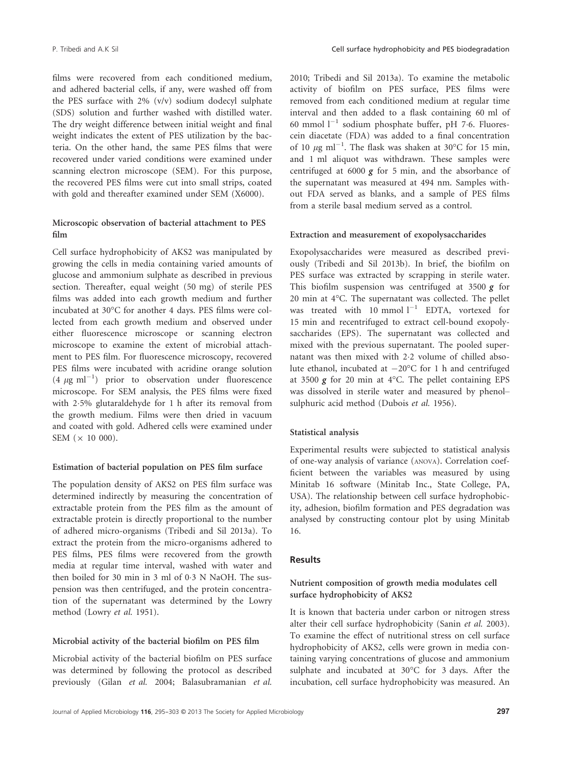films were recovered from each conditioned medium, and adhered bacterial cells, if any, were washed off from the PES surface with 2% (v/v) sodium dodecyl sulphate (SDS) solution and further washed with distilled water. The dry weight difference between initial weight and final weight indicates the extent of PES utilization by the bacteria. On the other hand, the same PES films that were recovered under varied conditions were examined under scanning electron microscope (SEM). For this purpose, the recovered PES films were cut into small strips, coated with gold and thereafter examined under SEM (X6000).

### Microscopic observation of bacterial attachment to PES film

Cell surface hydrophobicity of AKS2 was manipulated by growing the cells in media containing varied amounts of glucose and ammonium sulphate as described in previous section. Thereafter, equal weight (50 mg) of sterile PES films was added into each growth medium and further incubated at 30°C for another 4 days. PES films were collected from each growth medium and observed under either fluorescence microscope or scanning electron microscope to examine the extent of microbial attachment to PES film. For fluorescence microscopy, recovered PES films were incubated with acridine orange solution ($4\ \mu g\ ml^{-1}$) prior to observation under fluorescence microscope. For SEM analysis, the PES films were fixed with 2·5% glutaraldehyde for 1 h after its removal from the growth medium. Films were then dried in vacuum and coated with gold. Adhered cells were examined under SEM ($\times$ 10 000).

### Estimation of bacterial population on PES film surface

The population density of AKS2 on PES film surface was determined indirectly by measuring the concentration of extractable protein from the PES film as the amount of extractable protein is directly proportional to the number of adhered micro-organisms (Tribedi and Sil 2013a). To extract the protein from the micro-organisms adhered to PES films, PES films were recovered from the growth media at regular time interval, washed with water and then boiled for 30 min in 3 ml of 0·3 N NaOH. The suspension was then centrifuged, and the protein concentration of the supernatant was determined by the Lowry method (Lowry *et al.* 1951).

### Microbial activity of the bacterial biofilm on PES film

Microbial activity of the bacterial biofilm on PES surface was determined by following the protocol as described previously (Gilan *et al.* 2004; Balasubramanian *et al.* 2010; Tribedi and Sil 2013a). To examine the metabolic activity of biofilm on PES surface, PES films were removed from each conditioned medium at regular time interval and then added to a flask containing 60 ml of 60 $mmol\ l^{-1}$ sodium phosphate buffer, pH 7·6. Fluorescein diacetate (FDA) was added to a final concentration of $10\ \mu g\ ml^{-1}$. The flask was shaken at 30°C for 15 min, and 1 ml aliquot was withdrawn. These samples were centrifuged at 6000 ***g*** for 5 min, and the absorbance of the supernatant was measured at 494 nm. Samples without FDA served as blanks, and a sample of PES films from a sterile basal medium served as a control.

### Extraction and measurement of exopolysaccharides

Exopolysaccharides were measured as described previously (Tribedi and Sil 2013b). In brief, the biofilm on PES surface was extracted by scrapping in sterile water. This biofilm suspension was centrifuged at 3500 ***g*** for 20 min at 4°C. The supernatant was collected. The pellet was treated with 10 $mmol\ l^{-1}$ EDTA, vortexed for 15 min and recentrifuged to extract cell-bound exopolysaccharides (EPS). The supernatant was collected and mixed with the previous supernatant. The pooled supernatant was then mixed with 2·2 volume of chilled absolute ethanol, incubated at −20°C for 1 h and centrifuged at 3500 ***g*** for 20 min at 4°C. The pellet containing EPS was dissolved in sterile water and measured by phenol–sulphuric acid method (Dubois *et al.* 1956).

### Statistical analysis

Experimental results were subjected to statistical analysis of one-way analysis of variance (ANOVA). Correlation coefficient between the variables was measured by using Minitab 16 software (Minitab Inc., State College, PA, USA). The relationship between cell surface hydrophobicity, adhesion, biofilm formation and PES degradation was analysed by constructing contour plot by using Minitab 16.

## Results

### Nutrient composition of growth media modulates cell surface hydrophobicity of AKS2

It is known that bacteria under carbon or nitrogen stress alter their cell surface hydrophobicity (Sanin *et al.* 2003). To examine the effect of nutritional stress on cell surface hydrophobicity of AKS2, cells were grown in media containing varying concentrations of glucose and ammonium sulphate and incubated at 30°C for 3 days. After the incubation, cell surface hydrophobicity was measured. An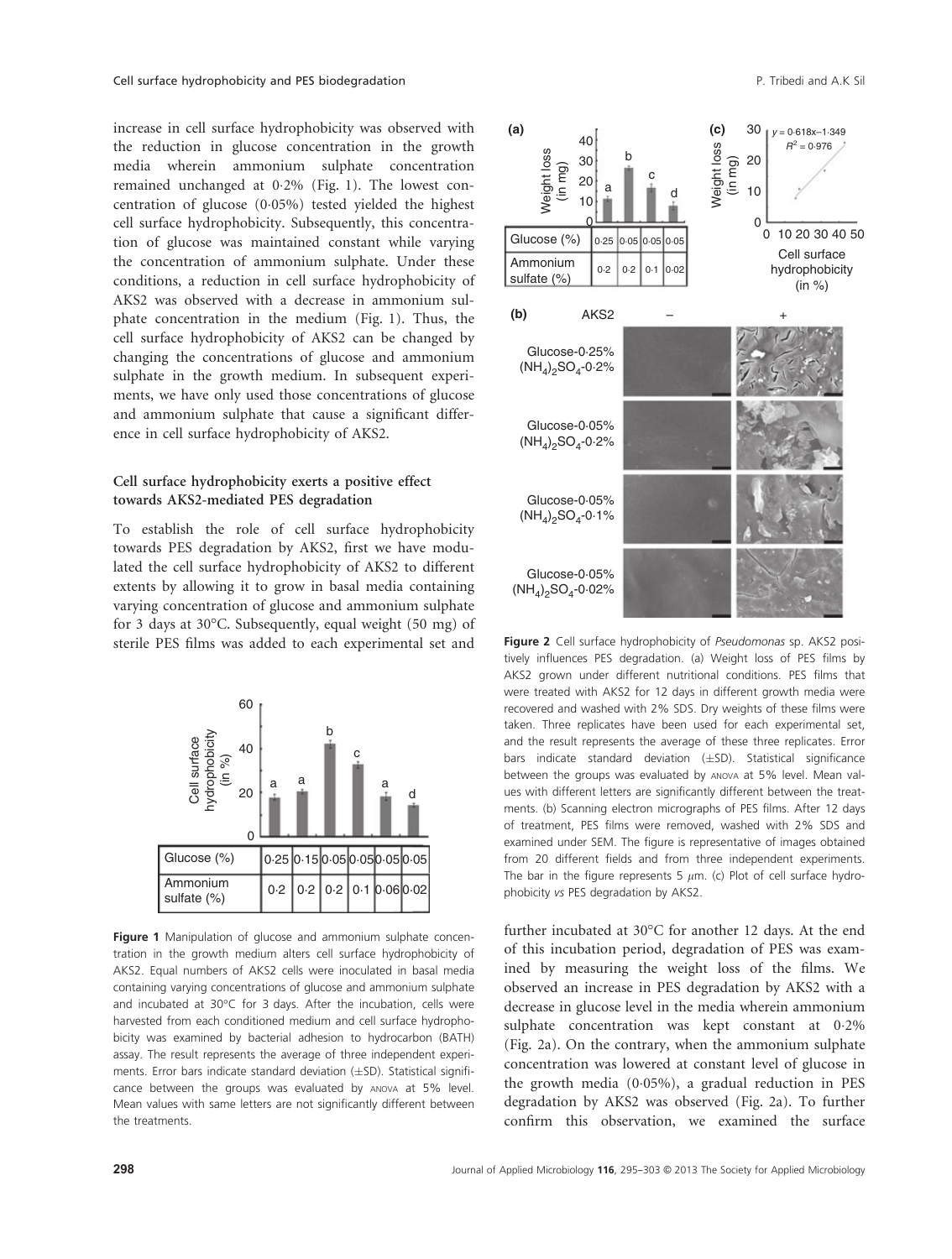increase in cell surface hydrophobicity was observed with the reduction in glucose concentration in the growth media wherein ammonium sulphate concentration remained unchanged at 0·2% (Fig. 1). The lowest concentration of glucose (0·05%) tested yielded the highest cell surface hydrophobicity. Subsequently, this concentration of glucose was maintained constant while varying the concentration of ammonium sulphate. Under these conditions, a reduction in cell surface hydrophobicity of AKS2 was observed with a decrease in ammonium sulphate concentration in the medium (Fig. 1). Thus, the cell surface hydrophobicity of AKS2 can be changed by changing the concentrations of glucose and ammonium sulphate in the growth medium. In subsequent experiments, we have only used those concentrations of glucose and ammonium sulphate that cause a significant difference in cell surface hydrophobicity of AKS2.

### Cell surface hydrophobicity exerts a positive effect towards AKS2-mediated PES degradation

To establish the role of cell surface hydrophobicity towards PES degradation by AKS2, first we have modulated the cell surface hydrophobicity of AKS2 to different extents by allowing it to grow in basal media containing varying concentration of glucose and ammonium sulphate for 3 days at 30°C. Subsequently, equal weight (50 mg) of sterile PES films was added to each experimental set and further incubated at 30°C for another 12 days. At the end of this incubation period, degradation of PES was examined by measuring the weight loss of the films. We observed an increase in PES degradation by AKS2 with a decrease in glucose level in the media wherein ammonium sulphate concentration was kept constant at 0·2% (Fig. 2a). On the contrary, when the ammonium sulphate concentration was lowered at constant level of glucose in the growth media (0·05%), a gradual reduction in PES degradation by AKS2 was observed (Fig. 2a). To further confirm this observation, we examined the surface

| Glucose (%) | 0·25 | 0·15 | 0·05 | 0·05 | 0·05 | 0·05 |
|---|---|---|---|---|---|---|
| Ammonium sulfate (%) | 0·2 | 0·2 | 0·2 | 0·1 | 0·06 | 0·02 |

**Figure 1** Manipulation of glucose and ammonium sulphate concentration in the growth medium alters cell surface hydrophobicity of AKS2. Equal numbers of AKS2 cells were inoculated in basal media containing varying concentrations of glucose and ammonium sulphate and incubated at 30°C for 3 days. After the incubation, cells were harvested from each conditioned medium and cell surface hydrophobicity was examined by bacterial adhesion to hydrocarbon (BATH) assay. The result represents the average of three independent experiments. Error bars indicate standard deviation (±SD). Statistical significance between the groups was evaluated by ANOVA at 5% level. Mean values with same letters are not significantly different between the treatments.

| Glucose (%) | 0·25 | 0·05 | 0·05 | 0·05 |
|---|---|---|---|---|
| Ammonium sulfate (%) | 0·2 | 0·2 | 0·1 | 0·02 |

**Figure 2** Cell surface hydrophobicity of *Pseudomonas* sp. AKS2 positively influences PES degradation. (a) Weight loss of PES films by AKS2 grown under different nutritional conditions. PES films that were treated with AKS2 for 12 days in different growth media were recovered and washed with 2% SDS. Dry weights of these films were taken. Three replicates have been used for each experimental set, and the result represents the average of these three replicates. Error bars indicate standard deviation (±SD). Statistical significance between the groups was evaluated by ANOVA at 5% level. Mean values with different letters are significantly different between the treatments. (b) Scanning electron micrographs of PES films. After 12 days of treatment, PES films were removed, washed with 2% SDS and examined under SEM. The figure is representative of images obtained from 20 different fields and from three independent experiments. The bar in the figure represents 5 $\mu$m. (c) Plot of cell surface hydrophobicity *vs* PES degradation by AKS2.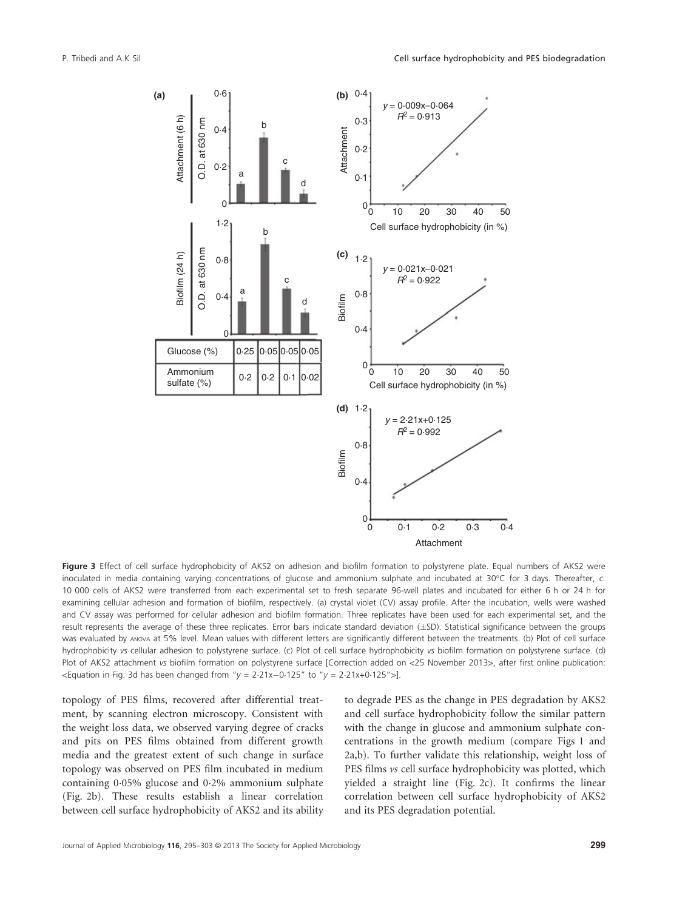**Figure 3** Effect of cell surface hydrophobicity of AKS2 on adhesion and biofilm formation to polystyrene plate. Equal numbers of AKS2 were inoculated in media containing varying concentrations of glucose and ammonium sulphate and incubated at 30°C for 3 days. Thereafter, *c.* 10 000 cells of AKS2 were transferred from each experimental set to fresh separate 96-well plates and incubated for either 6 h or 24 h for examining cellular adhesion and formation of biofilm, respectively. (a) crystal violet (CV) assay profile. After the incubation, wells were washed and CV assay was performed for cellular adhesion and biofilm formation. Three replicates have been used for each experimental set, and the result represents the average of these three replicates. Error bars indicate standard deviation (±SD). Statistical significance between the groups was evaluated by ANOVA at 5% level. Mean values with different letters are significantly different between the treatments. (b) Plot of cell surface hydrophobicity *vs* cellular adhesion to polystyrene surface. (c) Plot of cell surface hydrophobicity *vs* biofilm formation on polystyrene surface. (d) Plot of AKS2 attachment *vs* biofilm formation on polystyrene surface [Correction added on <25 November 2013>, after first online publication: <Equation in Fig. 3d has been changed from "$y = 2{\cdot}21x-0{\cdot}125$" to "$y = 2{\cdot}21x+0{\cdot}125$">].

topology of PES films, recovered after differential treatment, by scanning electron microscopy. Consistent with the weight loss data, we observed varying degree of cracks and pits on PES films obtained from different growth media and the greatest extent of such change in surface topology was observed on PES film incubated in medium containing 0·05% glucose and 0·2% ammonium sulphate (Fig. 2b). These results establish a linear correlation between cell surface hydrophobicity of AKS2 and its ability to degrade PES as the change in PES degradation by AKS2 and cell surface hydrophobicity follow the similar pattern with the change in glucose and ammonium sulphate concentrations in the growth medium (compare Figs 1 and 2a,b). To further validate this relationship, weight loss of PES films *vs* cell surface hydrophobicity was plotted, which yielded a straight line (Fig. 2c). It confirms the linear correlation between cell surface hydrophobicity of AKS2 and its PES degradation potential.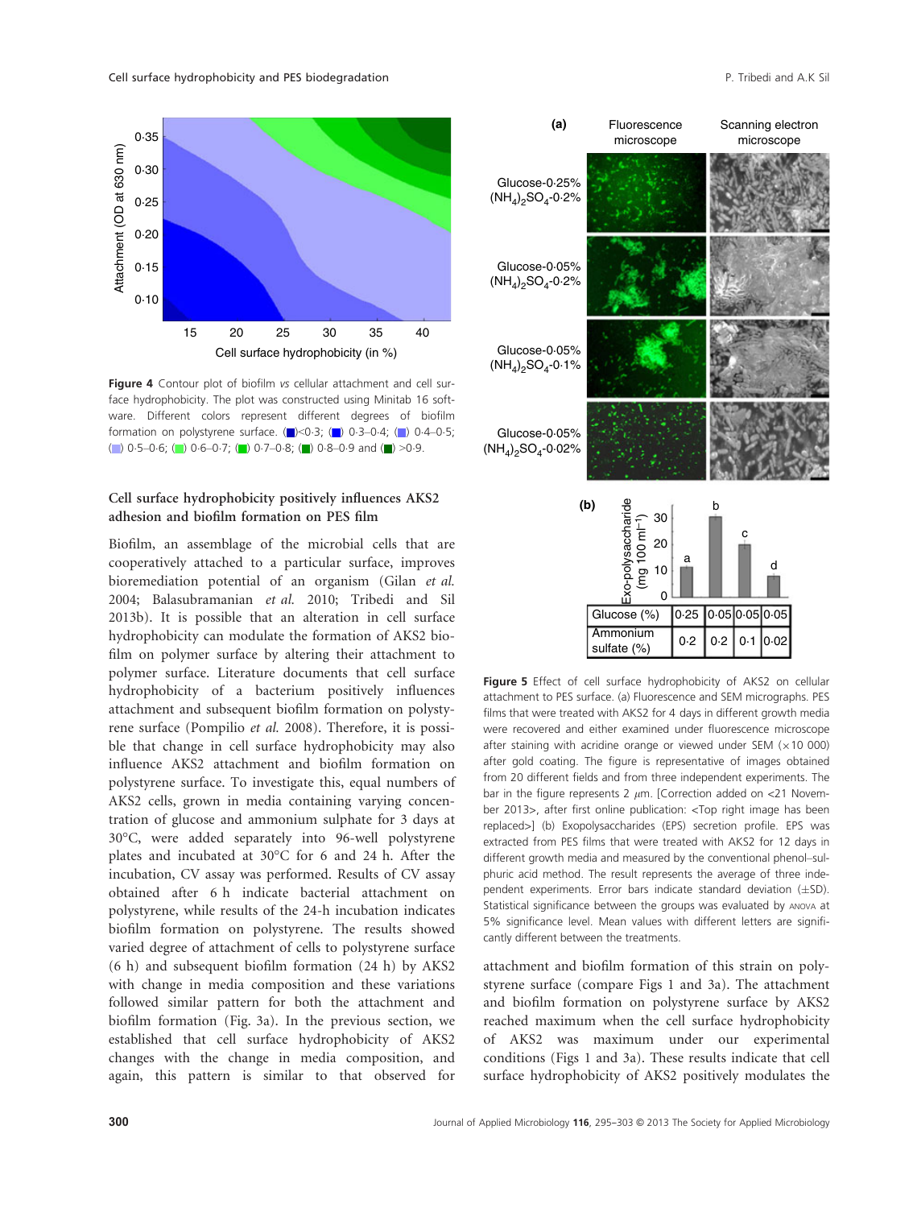Figure 4 Contour plot of biofilm *vs* cellular attachment and cell surface hydrophobicity. The plot was constructed using Minitab 16 software. Different colors represent different degrees of biofilm formation on polystyrene surface. (■)<0·3; (■) 0·3–0·4; (■) 0·4–0·5; (■) 0·5–0·6; (■) 0·6–0·7; (■) 0·7–0·8; (■) 0·8–0·9 and (■) >0·9.

### Cell surface hydrophobicity positively influences AKS2 adhesion and biofilm formation on PES film

Biofilm, an assemblage of the microbial cells that are cooperatively attached to a particular surface, improves bioremediation potential of an organism (Gilan *et al.* 2004; Balasubramanian *et al.* 2010; Tribedi and Sil 2013b). It is possible that an alteration in cell surface hydrophobicity can modulate the formation of AKS2 biofilm on polymer surface by altering their attachment to polymer surface. Literature documents that cell surface hydrophobicity of a bacterium positively influences attachment and subsequent biofilm formation on polystyrene surface (Pompilio *et al.* 2008). Therefore, it is possible that change in cell surface hydrophobicity may also influence AKS2 attachment and biofilm formation on polystyrene surface. To investigate this, equal numbers of AKS2 cells, grown in media containing varying concentration of glucose and ammonium sulphate for 3 days at 30°C, were added separately into 96-well polystyrene plates and incubated at 30°C for 6 and 24 h. After the incubation, CV assay was performed. Results of CV assay obtained after 6 h indicate bacterial attachment on polystyrene, while results of the 24-h incubation indicates biofilm formation on polystyrene. The results showed varied degree of attachment of cells to polystyrene surface (6 h) and subsequent biofilm formation (24 h) by AKS2 with change in media composition and these variations followed similar pattern for both the attachment and biofilm formation (Fig. 3a). In the previous section, we established that cell surface hydrophobicity of AKS2 changes with the change in media composition, and again, this pattern is similar to that observed for

Figure 5 Effect of cell surface hydrophobicity of AKS2 on cellular attachment to PES surface. (a) Fluorescence and SEM micrographs. PES films that were treated with AKS2 for 4 days in different growth media were recovered and either examined under fluorescence microscope after staining with acridine orange or viewed under SEM (×10 000) after gold coating. The figure is representative of images obtained from 20 different fields and from three independent experiments. The bar in the figure represents 2 μm. [Correction added on <21 November 2013>, after first online publication: <Top right image has been replaced>] (b) Exopolysaccharides (EPS) secretion profile. EPS was extracted from PES films that were treated with AKS2 for 12 days in different growth media and measured by the conventional phenol–sulphuric acid method. The result represents the average of three independent experiments. Error bars indicate standard deviation (±SD). Statistical significance between the groups was evaluated by ANOVA at 5% significance level. Mean values with different letters are significantly different between the treatments.

attachment and biofilm formation of this strain on polystyrene surface (compare Figs 1 and 3a). The attachment and biofilm formation on polystyrene surface by AKS2 reached maximum when the cell surface hydrophobicity of AKS2 was maximum under our experimental conditions (Figs 1 and 3a). These results indicate that cell surface hydrophobicity of AKS2 positively modulates the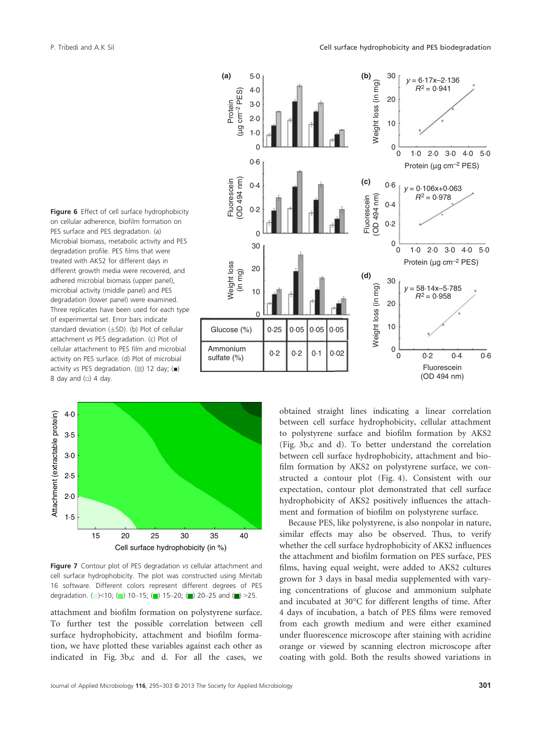Figure 6 Effect of cell surface hydrophobicity on cellular adherence, biofilm formation on PES surface and PES degradation. (a) Microbial biomass, metabolic activity and PES degradation profile. PES films that were treated with AKS2 for different days in different growth media were recovered, and adhered microbial biomass (upper panel), microbial activity (middle panel) and PES degradation (lower panel) were examined. Three replicates have been used for each type of experimental set. Error bars indicate standard deviation (±SD). (b) Plot of cellular attachment *vs* PES degradation. (c) Plot of cellular attachment to PES film and microbial activity on PES surface. (d) Plot of microbial activity *vs* PES degradation. (■) 12 day; (■) 8 day and (□) 4 day.

| Glucose (%) | 0·25 | 0·05 | 0·05 | 0·05 |
|---|---|---|---|---|
| Ammonium sulfate (%) | 0·2 | 0·2 | 0·1 | 0·02 |

Figure 7 Contour plot of PES degradation *vs* cellular attachment and cell surface hydrophobicity. The plot was constructed using Minitab 16 software. Different colors represent different degrees of PES degradation. (■)<10; (■) 10–15; (■) 15–20; (■) 20–25 and (■) >25.

attachment and biofilm formation on polystyrene surface. To further test the possible correlation between cell surface hydrophobicity, attachment and biofilm formation, we have plotted these variables against each other as indicated in Fig. 3b,c and d. For all the cases, we obtained straight lines indicating a linear correlation between cell surface hydrophobicity, cellular attachment to polystyrene surface and biofilm formation by AKS2 (Fig. 3b,c and d). To better understand the correlation between cell surface hydrophobicity, attachment and biofilm formation by AKS2 on polystyrene surface, we constructed a contour plot (Fig. 4). Consistent with our expectation, contour plot demonstrated that cell surface hydrophobicity of AKS2 positively influences the attachment and formation of biofilm on polystyrene surface.

Because PES, like polystyrene, is also nonpolar in nature, similar effects may also be observed. Thus, to verify whether the cell surface hydrophobicity of AKS2 influences the attachment and biofilm formation on PES surface, PES films, having equal weight, were added to AKS2 cultures grown for 3 days in basal media supplemented with varying concentrations of glucose and ammonium sulphate and incubated at 30°C for different lengths of time. After 4 days of incubation, a batch of PES films were removed from each growth medium and were either examined under fluorescence microscope after staining with acridine orange or viewed by scanning electron microscope after coating with gold. Both the results showed variations in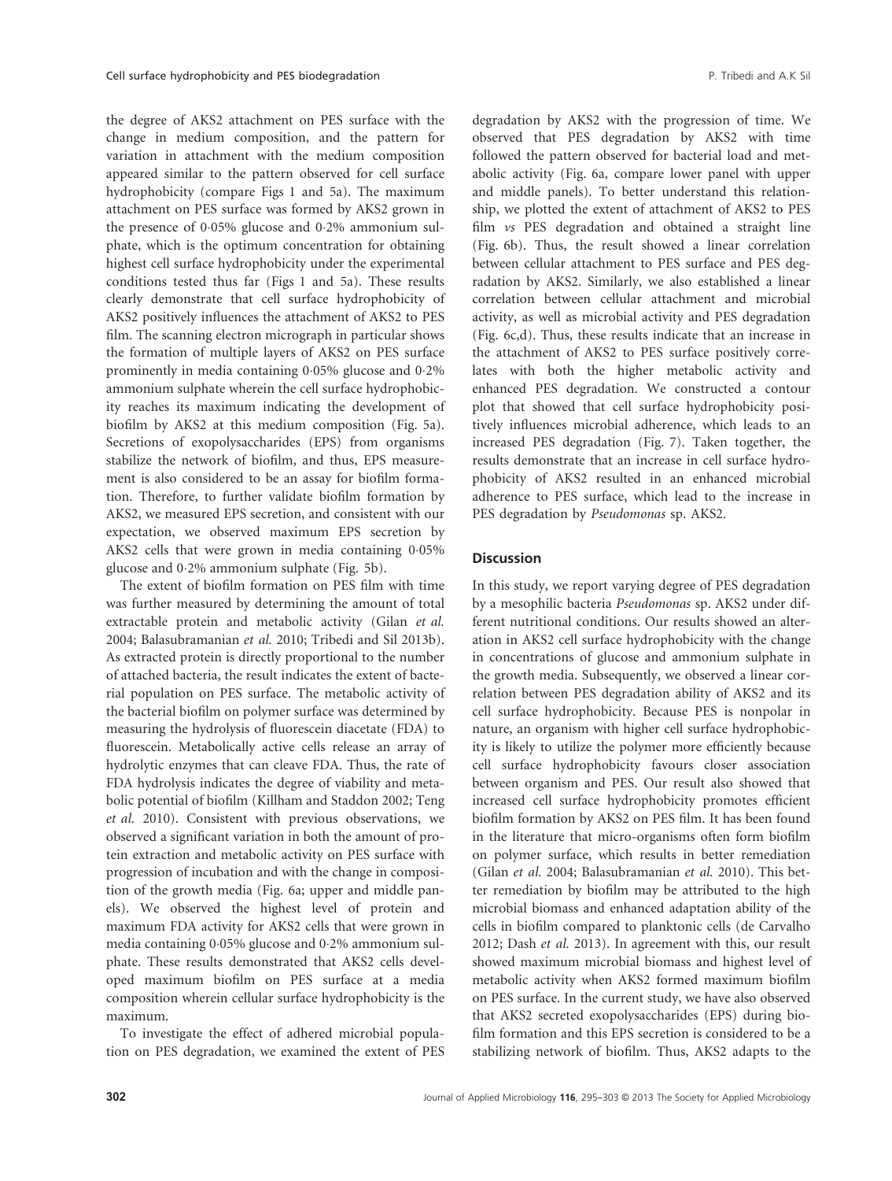the degree of AKS2 attachment on PES surface with the change in medium composition, and the pattern for variation in attachment with the medium composition appeared similar to the pattern observed for cell surface hydrophobicity (compare Figs 1 and 5a). The maximum attachment on PES surface was formed by AKS2 grown in the presence of 0·05% glucose and 0·2% ammonium sulphate, which is the optimum concentration for obtaining highest cell surface hydrophobicity under the experimental conditions tested thus far (Figs 1 and 5a). These results clearly demonstrate that cell surface hydrophobicity of AKS2 positively influences the attachment of AKS2 to PES film. The scanning electron micrograph in particular shows the formation of multiple layers of AKS2 on PES surface prominently in media containing 0·05% glucose and 0·2% ammonium sulphate wherein the cell surface hydrophobicity reaches its maximum indicating the development of biofilm by AKS2 at this medium composition (Fig. 5a). Secretions of exopolysaccharides (EPS) from organisms stabilize the network of biofilm, and thus, EPS measurement is also considered to be an assay for biofilm formation. Therefore, to further validate biofilm formation by AKS2, we measured EPS secretion, and consistent with our expectation, we observed maximum EPS secretion by AKS2 cells that were grown in media containing 0·05% glucose and 0·2% ammonium sulphate (Fig. 5b).

The extent of biofilm formation on PES film with time was further measured by determining the amount of total extractable protein and metabolic activity (Gilan *et al.* 2004; Balasubramanian *et al.* 2010; Tribedi and Sil 2013b). As extracted protein is directly proportional to the number of attached bacteria, the result indicates the extent of bacterial population on PES surface. The metabolic activity of the bacterial biofilm on polymer surface was determined by measuring the hydrolysis of fluorescein diacetate (FDA) to fluorescein. Metabolically active cells release an array of hydrolytic enzymes that can cleave FDA. Thus, the rate of FDA hydrolysis indicates the degree of viability and metabolic potential of biofilm (Killham and Staddon 2002; Teng *et al.* 2010). Consistent with previous observations, we observed a significant variation in both the amount of protein extraction and metabolic activity on PES surface with progression of incubation and with the change in composition of the growth media (Fig. 6a; upper and middle panels). We observed the highest level of protein and maximum FDA activity for AKS2 cells that were grown in media containing 0·05% glucose and 0·2% ammonium sulphate. These results demonstrated that AKS2 cells developed maximum biofilm on PES surface at a media composition wherein cellular surface hydrophobicity is the maximum.

To investigate the effect of adhered microbial population on PES degradation, we examined the extent of PES degradation by AKS2 with the progression of time. We observed that PES degradation by AKS2 with time followed the pattern observed for bacterial load and metabolic activity (Fig. 6a, compare lower panel with upper and middle panels). To better understand this relationship, we plotted the extent of attachment of AKS2 to PES film *vs* PES degradation and obtained a straight line (Fig. 6b). Thus, the result showed a linear correlation between cellular attachment to PES surface and PES degradation by AKS2. Similarly, we also established a linear correlation between cellular attachment and microbial activity, as well as microbial activity and PES degradation (Fig. 6c,d). Thus, these results indicate that an increase in the attachment of AKS2 to PES surface positively correlates with both the higher metabolic activity and enhanced PES degradation. We constructed a contour plot that showed that cell surface hydrophobicity positively influences microbial adherence, which leads to an increased PES degradation (Fig. 7). Taken together, the results demonstrate that an increase in cell surface hydrophobicity of AKS2 resulted in an enhanced microbial adherence to PES surface, which lead to the increase in PES degradation by *Pseudomonas* sp. AKS2.

## Discussion

In this study, we report varying degree of PES degradation by a mesophilic bacteria *Pseudomonas* sp. AKS2 under different nutritional conditions. Our results showed an alteration in AKS2 cell surface hydrophobicity with the change in concentrations of glucose and ammonium sulphate in the growth media. Subsequently, we observed a linear correlation between PES degradation ability of AKS2 and its cell surface hydrophobicity. Because PES is nonpolar in nature, an organism with higher cell surface hydrophobicity is likely to utilize the polymer more efficiently because cell surface hydrophobicity favours closer association between organism and PES. Our result also showed that increased cell surface hydrophobicity promotes efficient biofilm formation by AKS2 on PES film. It has been found in the literature that micro-organisms often form biofilm on polymer surface, which results in better remediation (Gilan *et al.* 2004; Balasubramanian *et al.* 2010). This better remediation by biofilm may be attributed to the high microbial biomass and enhanced adaptation ability of the cells in biofilm compared to planktonic cells (de Carvalho 2012; Dash *et al.* 2013). In agreement with this, our result showed maximum microbial biomass and highest level of metabolic activity when AKS2 formed maximum biofilm on PES surface. In the current study, we have also observed that AKS2 secreted exopolysaccharides (EPS) during biofilm formation and this EPS secretion is considered to be a stabilizing network of biofilm. Thus, AKS2 adapts to the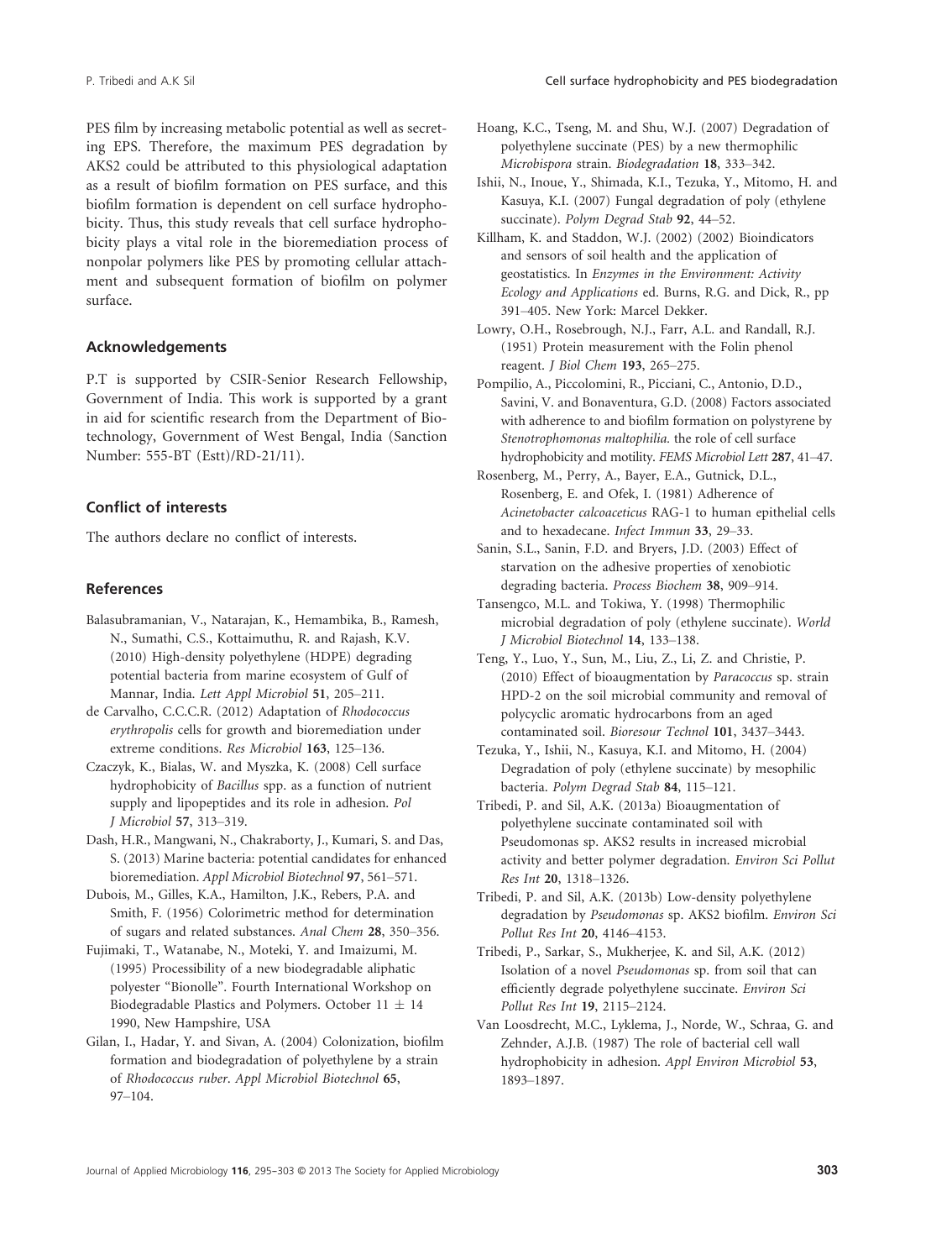PES film by increasing metabolic potential as well as secreting EPS. Therefore, the maximum PES degradation by AKS2 could be attributed to this physiological adaptation as a result of biofilm formation on PES surface, and this biofilm formation is dependent on cell surface hydrophobicity. Thus, this study reveals that cell surface hydrophobicity plays a vital role in the bioremediation process of nonpolar polymers like PES by promoting cellular attachment and subsequent formation of biofilm on polymer surface.

## Acknowledgements

P.T is supported by CSIR-Senior Research Fellowship, Government of India. This work is supported by a grant in aid for scientific research from the Department of Biotechnology, Government of West Bengal, India (Sanction Number: 555-BT (Estt)/RD-21/11).

## Conflict of interests

The authors declare no conflict of interests.

## References

Balasubramanian, V., Natarajan, K., Hemambika, B., Ramesh, N., Sumathi, C.S., Kottaimuthu, R. and Rajash, K.V. (2010) High-density polyethylene (HDPE) degrading potential bacteria from marine ecosystem of Gulf of Mannar, India. *Lett Appl Microbiol* **51**, 205–211.

de Carvalho, C.C.C.R. (2012) Adaptation of *Rhodococcus erythropolis* cells for growth and bioremediation under extreme conditions. *Res Microbiol* **163**, 125–136.

Czaczyk, K., Bialas, W. and Myszka, K. (2008) Cell surface hydrophobicity of *Bacillus* spp. as a function of nutrient supply and lipopeptides and its role in adhesion. *Pol J Microbiol* **57**, 313–319.

Dash, H.R., Mangwani, N., Chakraborty, J., Kumari, S. and Das, S. (2013) Marine bacteria: potential candidates for enhanced bioremediation. *Appl Microbiol Biotechnol* **97**, 561–571.

Dubois, M., Gilles, K.A., Hamilton, J.K., Rebers, P.A. and Smith, F. (1956) Colorimetric method for determination of sugars and related substances. *Anal Chem* **28**, 350–356.

Fujimaki, T., Watanabe, N., Moteki, Y. and Imaizumi, M. (1995) Processibility of a new biodegradable aliphatic polyester "Bionolle". Fourth International Workshop on Biodegradable Plastics and Polymers. October 11 ± 14 1990, New Hampshire, USA

Gilan, I., Hadar, Y. and Sivan, A. (2004) Colonization, biofilm formation and biodegradation of polyethylene by a strain of *Rhodococcus ruber*. *Appl Microbiol Biotechnol* **65**, 97–104.

Hoang, K.C., Tseng, M. and Shu, W.J. (2007) Degradation of polyethylene succinate (PES) by a new thermophilic *Microbispora* strain. *Biodegradation* **18**, 333–342.

Ishii, N., Inoue, Y., Shimada, K.I., Tezuka, Y., Mitomo, H. and Kasuya, K.I. (2007) Fungal degradation of poly (ethylene succinate). *Polym Degrad Stab* **92**, 44–52.

Killham, K. and Staddon, W.J. (2002) (2002) Bioindicators and sensors of soil health and the application of geostatistics. In *Enzymes in the Environment: Activity Ecology and Applications* ed. Burns, R.G. and Dick, R., pp 391–405. New York: Marcel Dekker.

Lowry, O.H., Rosebrough, N.J., Farr, A.L. and Randall, R.J. (1951) Protein measurement with the Folin phenol reagent. *J Biol Chem* **193**, 265–275.

Pompilio, A., Piccolomini, R., Picciani, C., Antonio, D.D., Savini, V. and Bonaventura, G.D. (2008) Factors associated with adherence to and biofilm formation on polystyrene by *Stenotrophomonas maltophilia*. the role of cell surface hydrophobicity and motility. *FEMS Microbiol Lett* **287**, 41–47.

Rosenberg, M., Perry, A., Bayer, E.A., Gutnick, D.L., Rosenberg, E. and Ofek, I. (1981) Adherence of *Acinetobacter calcoaceticus* RAG-1 to human epithelial cells and to hexadecane. *Infect Immun* **33**, 29–33.

Sanin, S.L., Sanin, F.D. and Bryers, J.D. (2003) Effect of starvation on the adhesive properties of xenobiotic degrading bacteria. *Process Biochem* **38**, 909–914.

Tansengco, M.L. and Tokiwa, Y. (1998) Thermophilic microbial degradation of poly (ethylene succinate). *World J Microbiol Biotechnol* **14**, 133–138.

Teng, Y., Luo, Y., Sun, M., Liu, Z., Li, Z. and Christie, P. (2010) Effect of bioaugmentation by *Paracoccus* sp. strain HPD-2 on the soil microbial community and removal of polycyclic aromatic hydrocarbons from an aged contaminated soil. *Bioresour Technol* **101**, 3437–3443.

Tezuka, Y., Ishii, N., Kasuya, K.I. and Mitomo, H. (2004) Degradation of poly (ethylene succinate) by mesophilic bacteria. *Polym Degrad Stab* **84**, 115–121.

Tribedi, P. and Sil, A.K. (2013a) Bioaugmentation of polyethylene succinate contaminated soil with Pseudomonas sp. AKS2 results in increased microbial activity and better polymer degradation. *Environ Sci Pollut Res Int* **20**, 1318–1326.

Tribedi, P. and Sil, A.K. (2013b) Low-density polyethylene degradation by *Pseudomonas* sp. AKS2 biofilm. *Environ Sci Pollut Res Int* **20**, 4146–4153.

Tribedi, P., Sarkar, S., Mukherjee, K. and Sil, A.K. (2012) Isolation of a novel *Pseudomonas* sp. from soil that can efficiently degrade polyethylene succinate. *Environ Sci Pollut Res Int* **19**, 2115–2124.

Van Loosdrecht, M.C., Lyklema, J., Norde, W., Schraa, G. and Zehnder, A.J.B. (1987) The role of bacterial cell wall hydrophobicity in adhesion. *Appl Environ Microbiol* **53**, 1893–1897.